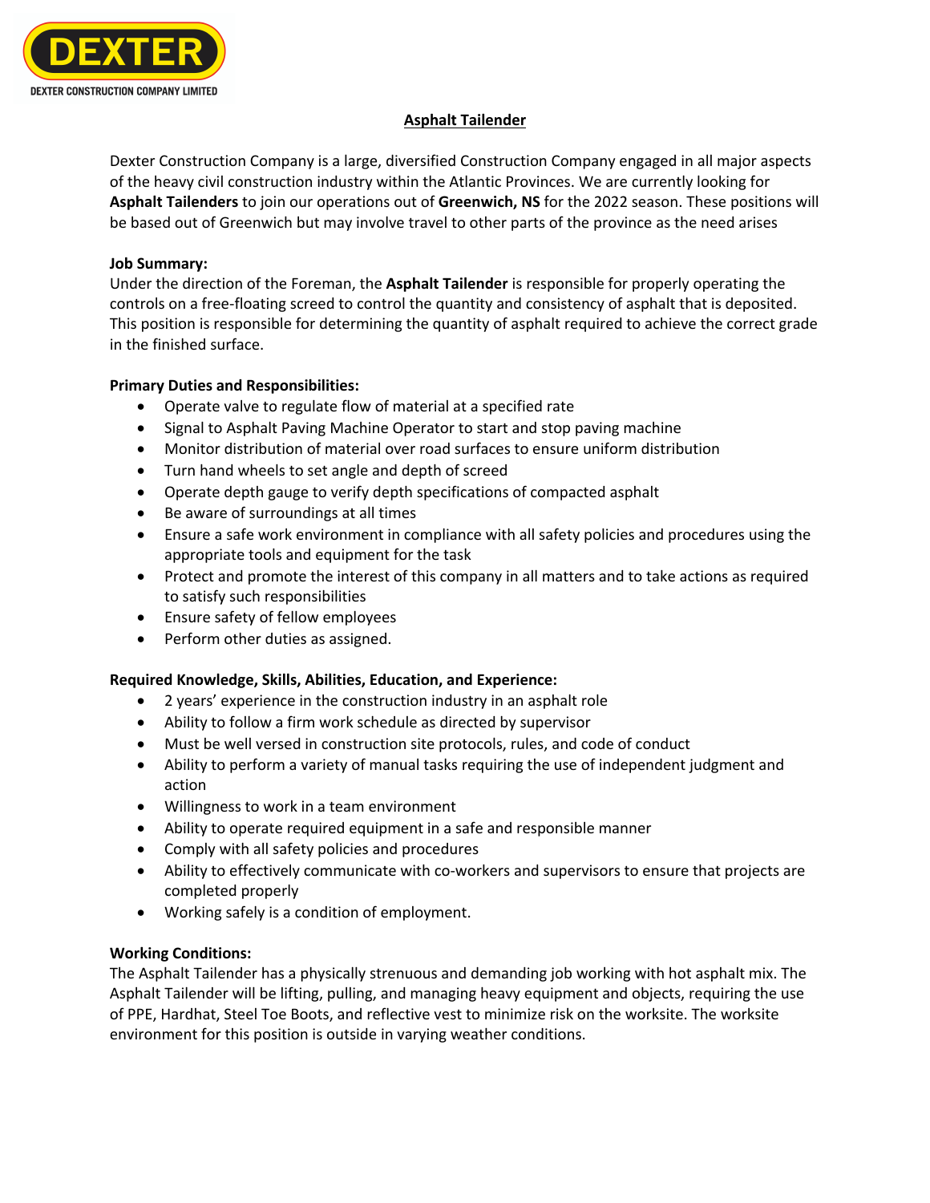DEXTER

DEXTER CONSTRUCTION COMPANY LIMITED

# Asphalt Tailender

Dexter Construction Company is a large, diversified Construction Company engaged in all major aspects of the heavy civil construction industry within the Atlantic Provinces. We are currently looking for **Asphalt Tailenders** to join our operations out of **Greenwich, NS** for the 2022 season. These positions will be based out of Greenwich but may involve travel to other parts of the province as the need arises

**Job Summary:**

Under the direction of the Foreman, the **Asphalt Tailender** is responsible for properly operating the controls on a free-floating screed to control the quantity and consistency of asphalt that is deposited. This position is responsible for determining the quantity of asphalt required to achieve the correct grade in the finished surface.

**Primary Duties and Responsibilities:**

- Operate valve to regulate flow of material at a specified rate
- Signal to Asphalt Paving Machine Operator to start and stop paving machine
- Monitor distribution of material over road surfaces to ensure uniform distribution
- Turn hand wheels to set angle and depth of screed
- Operate depth gauge to verify depth specifications of compacted asphalt
- Be aware of surroundings at all times
- Ensure a safe work environment in compliance with all safety policies and procedures using the appropriate tools and equipment for the task
- Protect and promote the interest of this company in all matters and to take actions as required to satisfy such responsibilities
- Ensure safety of fellow employees
- Perform other duties as assigned.

**Required Knowledge, Skills, Abilities, Education, and Experience:**

- 2 years' experience in the construction industry in an asphalt role
- Ability to follow a firm work schedule as directed by supervisor
- Must be well versed in construction site protocols, rules, and code of conduct
- Ability to perform a variety of manual tasks requiring the use of independent judgment and action
- Willingness to work in a team environment
- Ability to operate required equipment in a safe and responsible manner
- Comply with all safety policies and procedures
- Ability to effectively communicate with co-workers and supervisors to ensure that projects are completed properly
- Working safely is a condition of employment.

**Working Conditions:**

The Asphalt Tailender has a physically strenuous and demanding job working with hot asphalt mix. The Asphalt Tailender will be lifting, pulling, and managing heavy equipment and objects, requiring the use of PPE, Hardhat, Steel Toe Boots, and reflective vest to minimize risk on the worksite. The worksite environment for this position is outside in varying weather conditions.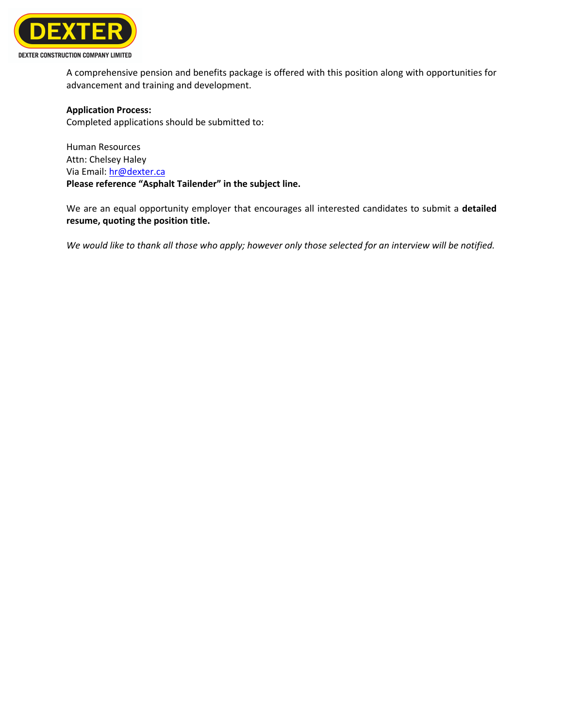A comprehensive pension and benefits package is offered with this position along with opportunities for advancement and training and development.

**Application Process:**
Completed applications should be submitted to:

Human Resources
Attn: Chelsey Haley
Via Email: hr@dexter.ca
**Please reference "Asphalt Tailender" in the subject line.**

We are an equal opportunity employer that encourages all interested candidates to submit a **detailed resume, quoting the position title.**

*We would like to thank all those who apply; however only those selected for an interview will be notified.*